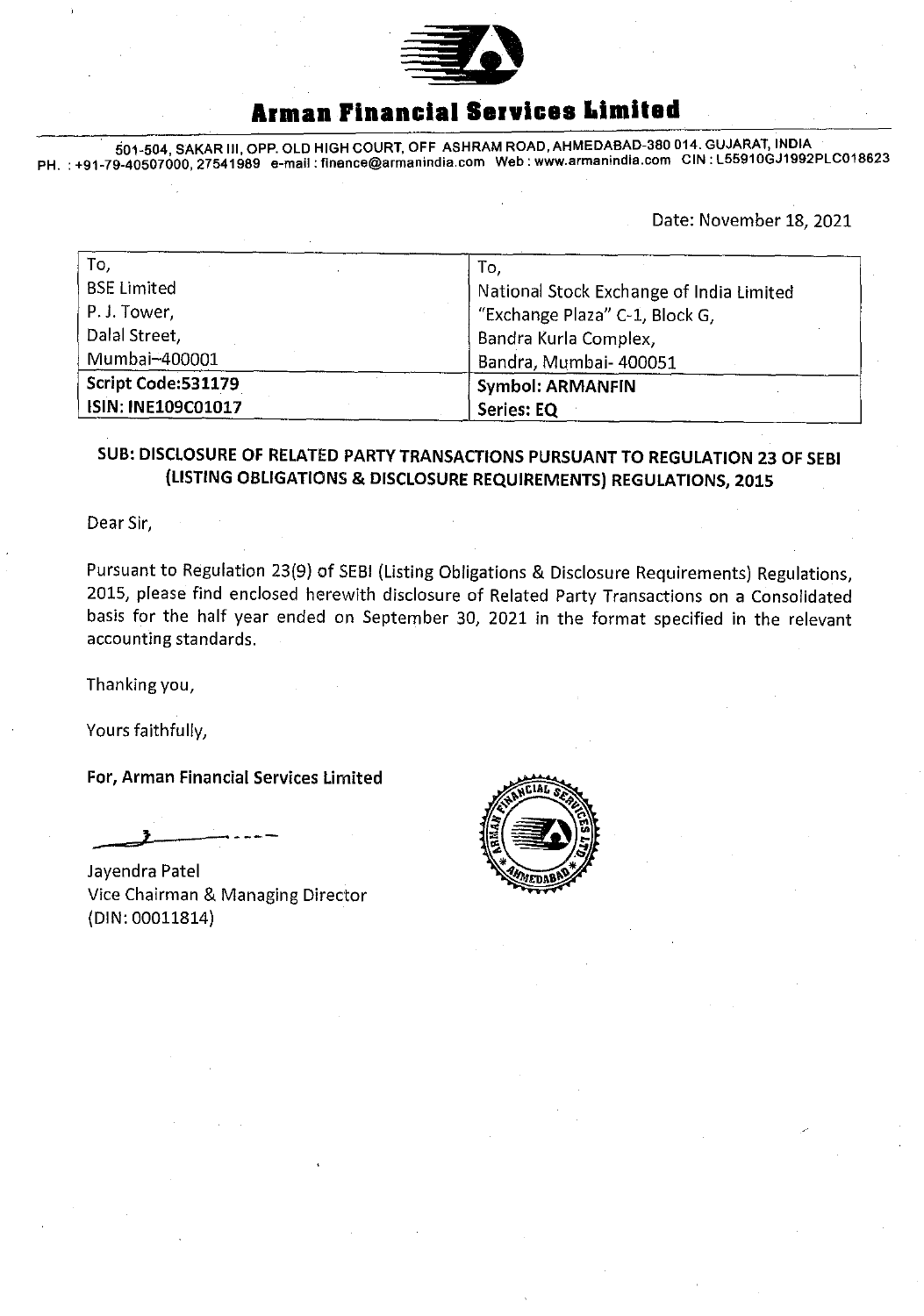# Arman Financial Services Limited

501-504, SAKAR III, OPP. OLD HIGH COURT, OFF ASHRAM ROAD, AHMEDABAD-380 014. GUJARAT, INDIA
PH. : +91-79-40507000, 27541989 e-mail : finance@armanindia.com Web : www.armanindia.com CIN : L55910GJ1992PLC018623

Date: November 18, 2021

| To, | To, |
|---|---|
| BSE Limited<br>P. J. Tower,<br>Dalal Street,<br>Mumbai–400001 | National Stock Exchange of India Limited<br>"Exchange Plaza" C-1, Block G,<br>Bandra Kurla Complex,<br>Bandra, Mumbai- 400051 |
| **Script Code:531179**<br>**ISIN: INE109C01017** | **Symbol: ARMANFIN**<br>**Series: EQ** |

**SUB: DISCLOSURE OF RELATED PARTY TRANSACTIONS PURSUANT TO REGULATION 23 OF SEBI (LISTING OBLIGATIONS & DISCLOSURE REQUIREMENTS) REGULATIONS, 2015**

Dear Sir,

Pursuant to Regulation 23(9) of SEBI (Listing Obligations & Disclosure Requirements) Regulations, 2015, please find enclosed herewith disclosure of Related Party Transactions on a Consolidated basis for the half year ended on September 30, 2021 in the format specified in the relevant accounting standards.

Thanking you,

Yours faithfully,

**For, Arman Financial Services Limited**

Jayendra Patel
Vice Chairman & Managing Director
(DIN: 00011814)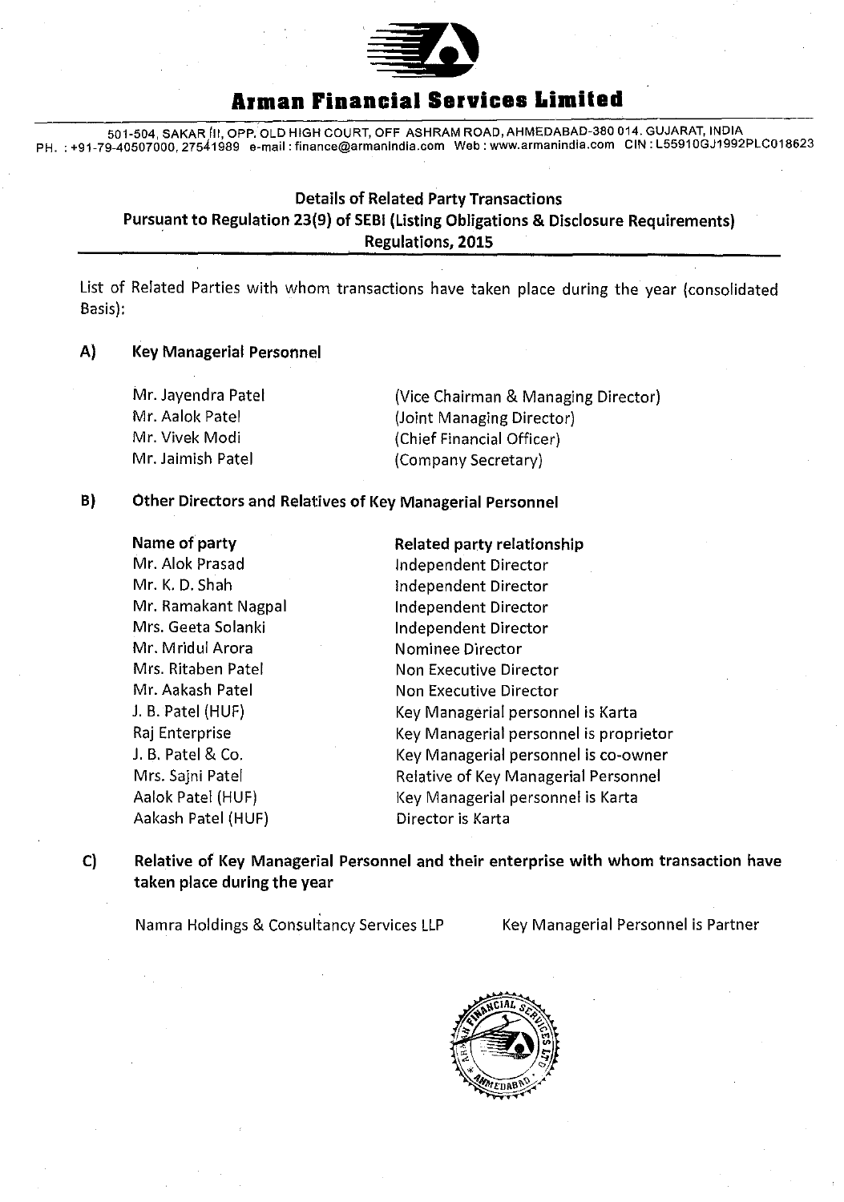# Arman Financial Services Limited

501-504, SAKAR III, OPP. OLD HIGH COURT, OFF ASHRAM ROAD, AHMEDABAD-380 014. GUJARAT, INDIA
PH. : +91-79-40507000, 27541989 e-mail : finance@armanindia.com Web : www.armanindia.com CIN : L55910GJ1992PLC018623

## Details of Related Party Transactions
## Pursuant to Regulation 23(9) of SEBI (Listing Obligations & Disclosure Requirements) Regulations, 2015

List of Related Parties with whom transactions have taken place during the year (consolidated Basis):

### A) Key Managerial Personnel

| | |
|---|---|
| Mr. Jayendra Patel | (Vice Chairman & Managing Director) |
| Mr. Aalok Patel | (Joint Managing Director) |
| Mr. Vivek Modi | (Chief Financial Officer) |
| Mr. Jaimish Patel | (Company Secretary) |

### B) Other Directors and Relatives of Key Managerial Personnel

| Name of party | Related party relationship |
|---|---|
| Mr. Alok Prasad | Independent Director |
| Mr. K. D. Shah | Independent Director |
| Mr. Ramakant Nagpal | Independent Director |
| Mrs. Geeta Solanki | Independent Director |
| Mr. Mridul Arora | Nominee Director |
| Mrs. Ritaben Patel | Non Executive Director |
| Mr. Aakash Patel | Non Executive Director |
| J. B. Patel (HUF) | Key Managerial personnel is Karta |
| Raj Enterprise | Key Managerial personnel is proprietor |
| J. B. Patel & Co. | Key Managerial personnel is co-owner |
| Mrs. Sajni Patel | Relative of Key Managerial Personnel |
| Aalok Patel (HUF) | Key Managerial personnel is Karta |
| Aakash Patel (HUF) | Director is Karta |

### C) Relative of Key Managerial Personnel and their enterprise with whom transaction have taken place during the year

| | |
|---|---|
| Namra Holdings & Consultancy Services LLP | Key Managerial Personnel is Partner |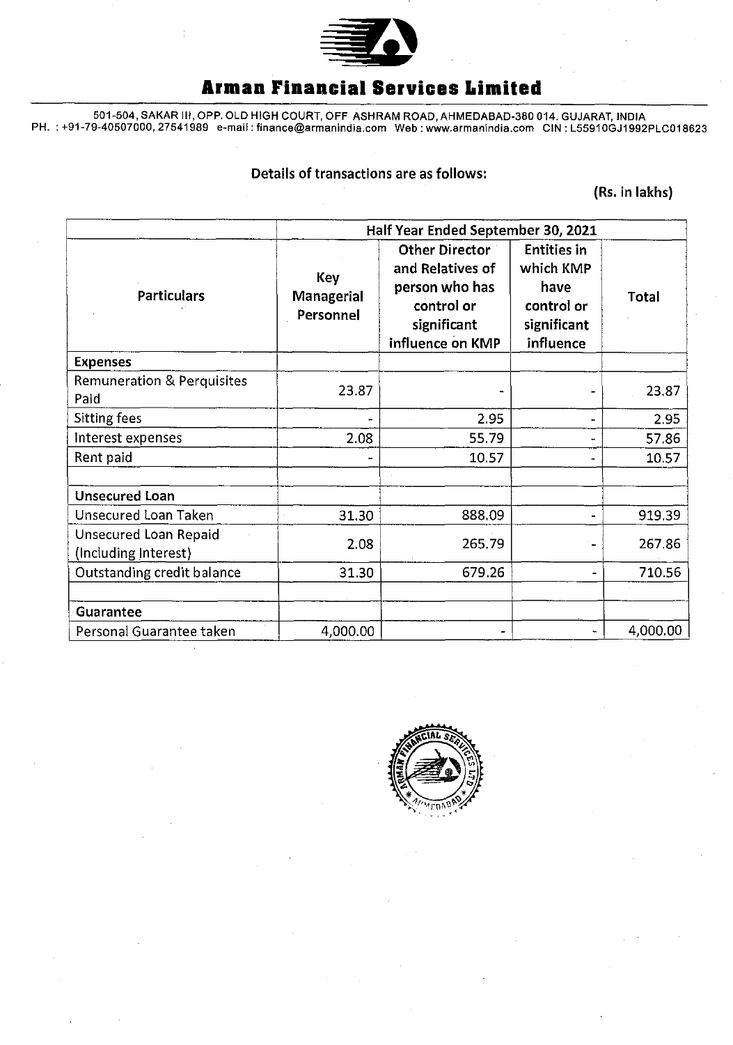# Arman Financial Services Limited

501-504, SAKAR III, OPP. OLD HIGH COURT, OFF ASHRAM ROAD, AHMEDABAD-380 014. GUJARAT, INDIA
PH. : +91-79-40507000, 27541989 e-mail : finance@armanindia.com Web : www.armanindia.com CIN : L55910GJ1992PLC018623

**Details of transactions are as follows:**

**(Rs. in lakhs)**

| Particulars | Half Year Ended September 30, 2021 | | | |
|---|---|---|---|---|
| | Key Managerial Personnel | Other Director and Relatives of person who has control or significant influence on KMP | Entities in which KMP have control or significant influence | Total |
| **Expenses** | | | | |
| Remuneration & Perquisites Paid | 23.87 | - | - | 23.87 |
| Sitting fees | - | 2.95 | - | 2.95 |
| Interest expenses | 2.08 | 55.79 | - | 57.86 |
| Rent paid | - | 10.57 | - | 10.57 |
| | | | | |
| **Unsecured Loan** | | | | |
| Unsecured Loan Taken | 31.30 | 888.09 | - | 919.39 |
| Unsecured Loan Repaid (Including Interest) | 2.08 | 265.79 | - | 267.86 |
| Outstanding credit balance | 31.30 | 679.26 | - | 710.56 |
| | | | | |
| **Guarantee** | | | | |
| Personal Guarantee taken | 4,000.00 | - | - | 4,000.00 |